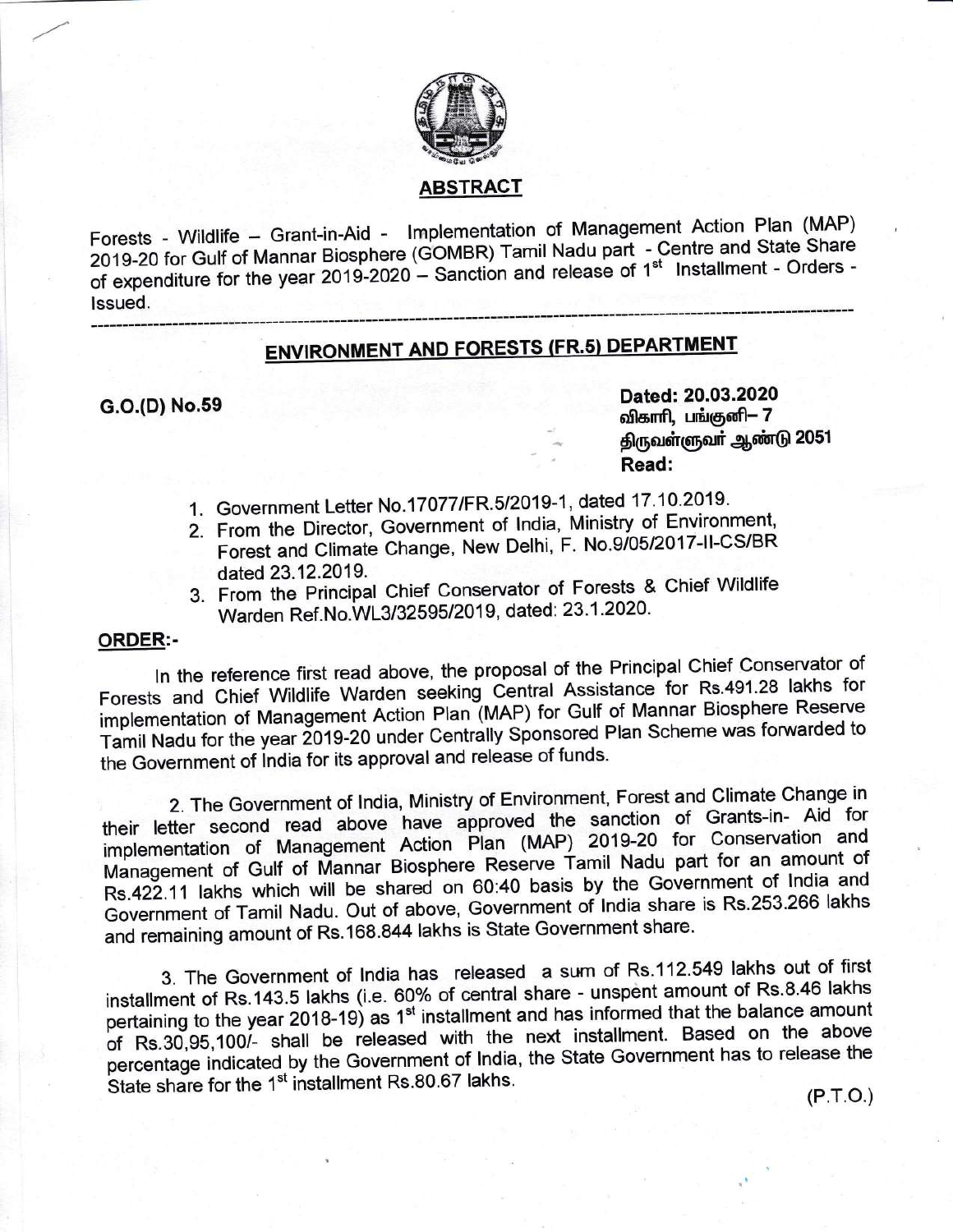## ABSTRACT

Forests - Wildlife – Grant-in-Aid - Implementation of Management Action Plan (MAP) 2019-20 for Gulf of Mannar Biosphere (GOMBR) Tamil Nadu part - Centre and State Share of expenditure for the year 2019-2020 – Sanction and release of 1st Installment - Orders - Issued.

---

## ENVIRONMENT AND FORESTS (FR.5) DEPARTMENT

**G.O.(D) No.59**

**Dated: 20.03.2020**
**விகாரி, பங்குனி– 7**
**திருவள்ளுவர் ஆண்டு 2051**
**Read:**

1. Government Letter No.17077/FR.5/2019-1, dated 17.10.2019.
2. From the Director, Government of India, Ministry of Environment, Forest and Climate Change, New Delhi, F. No.9/05/2017-II-CS/BR dated 23.12.2019.
3. From the Principal Chief Conservator of Forests & Chief Wildlife Warden Ref.No.WL3/32595/2019, dated: 23.1.2020.

**ORDER:-**

In the reference first read above, the proposal of the Principal Chief Conservator of Forests and Chief Wildlife Warden seeking Central Assistance for Rs.491.28 lakhs for implementation of Management Action Plan (MAP) for Gulf of Mannar Biosphere Reserve Tamil Nadu for the year 2019-20 under Centrally Sponsored Plan Scheme was forwarded to the Government of India for its approval and release of funds.

2. The Government of India, Ministry of Environment, Forest and Climate Change in their letter second read above have approved the sanction of Grants-in- Aid for implementation of Management Action Plan (MAP) 2019-20 for Conservation and Management of Gulf of Mannar Biosphere Reserve Tamil Nadu part for an amount of Rs.422.11 lakhs which will be shared on 60:40 basis by the Government of India and Government of Tamil Nadu. Out of above, Government of India share is Rs.253.266 lakhs and remaining amount of Rs.168.844 lakhs is State Government share.

3. The Government of India has released a sum of Rs.112.549 lakhs out of first installment of Rs.143.5 lakhs (i.e. 60% of central share - unspent amount of Rs.8.46 lakhs pertaining to the year 2018-19) as 1st installment and has informed that the balance amount of Rs.30,95,100/- shall be released with the next installment. Based on the above percentage indicated by the Government of India, the State Government has to release the State share for the 1st installment Rs.80.67 lakhs.

(P.T.O.)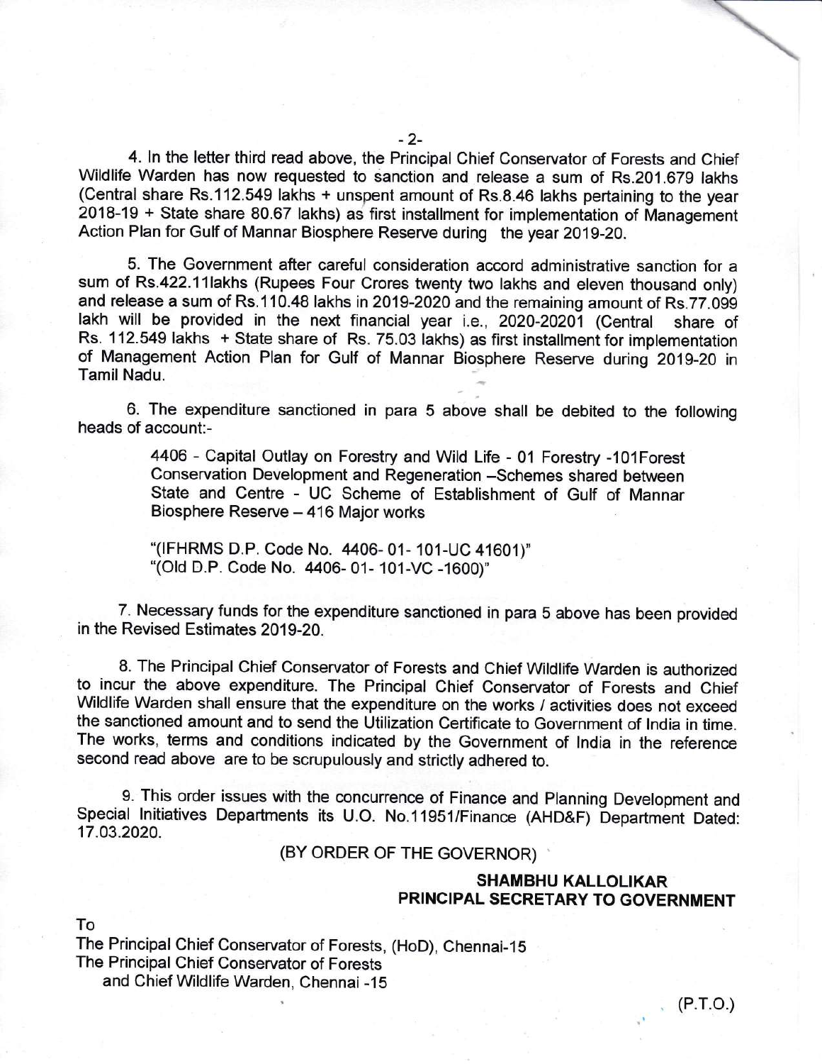4. In the letter third read above, the Principal Chief Conservator of Forests and Chief Wildlife Warden has now requested to sanction and release a sum of Rs.201.679 lakhs (Central share Rs.112.549 lakhs + unspent amount of Rs.8.46 lakhs pertaining to the year 2018-19 + State share 80.67 lakhs) as first installment for implementation of Management Action Plan for Gulf of Mannar Biosphere Reserve during the year 2019-20.

5. The Government after careful consideration accord administrative sanction for a sum of Rs.422.11lakhs (Rupees Four Crores twenty two lakhs and eleven thousand only) and release a sum of Rs.110.48 lakhs in 2019-2020 and the remaining amount of Rs.77.099 lakh will be provided in the next financial year i.e., 2020-20201 (Central share of Rs. 112.549 lakhs + State share of Rs. 75.03 lakhs) as first installment for implementation of Management Action Plan for Gulf of Mannar Biosphere Reserve during 2019-20 in Tamil Nadu.

6. The expenditure sanctioned in para 5 above shall be debited to the following heads of account:-

> 4406 - Capital Outlay on Forestry and Wild Life - 01 Forestry -101Forest Conservation Development and Regeneration –Schemes shared between State and Centre - UC Scheme of Establishment of Gulf of Mannar Biosphere Reserve – 416 Major works
>
> "(IFHRMS D.P. Code No. 4406- 01- 101-UC 41601)"
> "(Old D.P. Code No. 4406- 01- 101-VC -1600)"

7. Necessary funds for the expenditure sanctioned in para 5 above has been provided in the Revised Estimates 2019-20.

8. The Principal Chief Conservator of Forests and Chief Wildlife Warden is authorized to incur the above expenditure. The Principal Chief Conservator of Forests and Chief Wildlife Warden shall ensure that the expenditure on the works / activities does not exceed the sanctioned amount and to send the Utilization Certificate to Government of India in time. The works, terms and conditions indicated by the Government of India in the reference second read above are to be scrupulously and strictly adhered to.

9. This order issues with the concurrence of Finance and Planning Development and Special Initiatives Departments its U.O. No.11951/Finance (AHD&F) Department Dated: 17.03.2020.

(BY ORDER OF THE GOVERNOR)

**SHAMBHU KALLOLIKAR**
**PRINCIPAL SECRETARY TO GOVERNMENT**

To
The Principal Chief Conservator of Forests, (HoD), Chennai-15
The Principal Chief Conservator of Forests
and Chief Wildlife Warden, Chennai -15

(P.T.O.)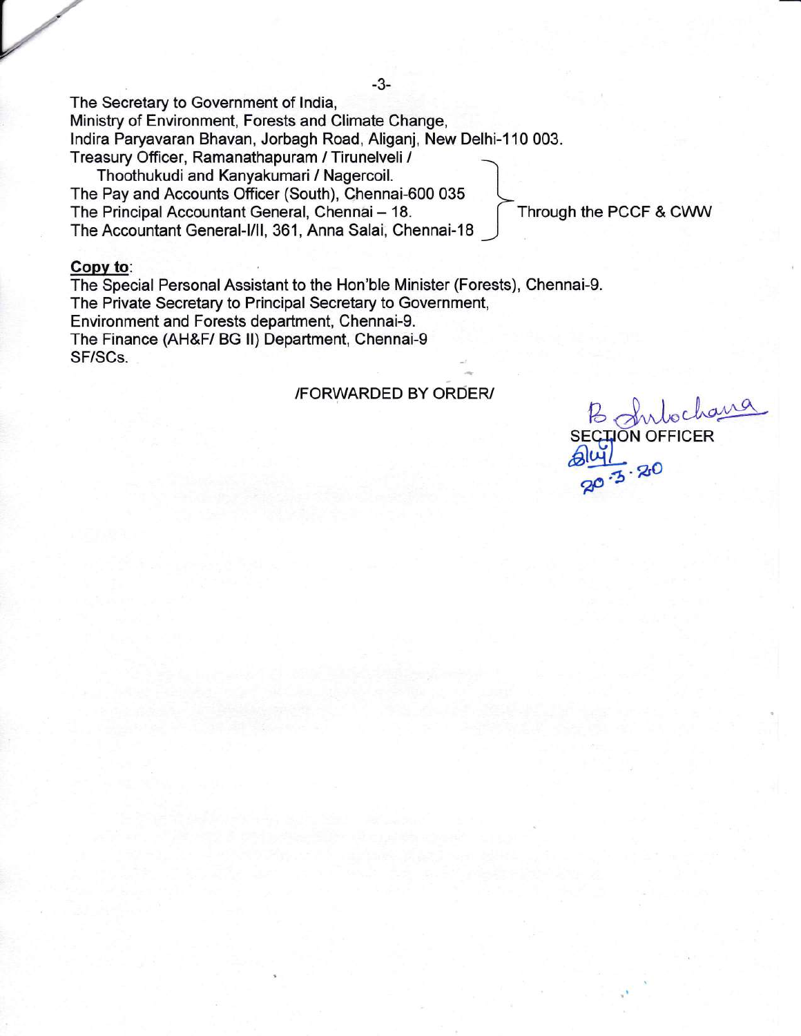The Secretary to Government of India,
Ministry of Environment, Forests and Climate Change,
Indira Paryavaran Bhavan, Jorbagh Road, Aliganj, New Delhi-110 003.

Treasury Officer, Ramanathapuram / Tirunelveli /
Thoothukudi and Kanyakumari / Nagercoil.
The Pay and Accounts Officer (South), Chennai-600 035
The Principal Accountant General, Chennai – 18.
The Accountant General-I/II, 361, Anna Salai, Chennai-18

} Through the PCCF & CWW

**Copy to**:

The Special Personal Assistant to the Hon'ble Minister (Forests), Chennai-9.
The Private Secretary to Principal Secretary to Government,
Environment and Forests department, Chennai-9.
The Finance (AH&F/ BG II) Department, Chennai-9
SF/SCs.

/FORWARDED BY ORDER/

B Sulochana
SECTION OFFICER
20.3.20